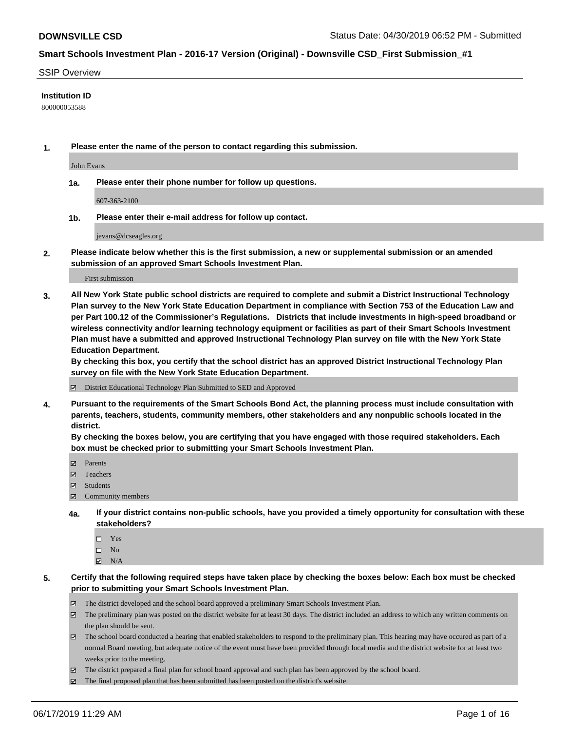**DOWNSVILLE CSD** Status Date: 04/30/2019 06:52 PM - Submitted

**Smart Schools Investment Plan - 2016-17 Version (Original) - Downsville CSD_First Submission_#1**

SSIP Overview

**Institution ID**

800000053588

**1. Please enter the name of the person to contact regarding this submission.**

John Evans

**1a. Please enter their phone number for follow up questions.**

607-363-2100

**1b. Please enter their e-mail address for follow up contact.**

jevans@dcseagles.org

**2. Please indicate below whether this is the first submission, a new or supplemental submission or an amended submission of an approved Smart Schools Investment Plan.**

First submission

**3. All New York State public school districts are required to complete and submit a District Instructional Technology Plan survey to the New York State Education Department in compliance with Section 753 of the Education Law and per Part 100.12 of the Commissioner's Regulations. Districts that include investments in high-speed broadband or wireless connectivity and/or learning technology equipment or facilities as part of their Smart Schools Investment Plan must have a submitted and approved Instructional Technology Plan survey on file with the New York State Education Department.**
**By checking this box, you certify that the school district has an approved District Instructional Technology Plan survey on file with the New York State Education Department.**

☑ District Educational Technology Plan Submitted to SED and Approved

**4. Pursuant to the requirements of the Smart Schools Bond Act, the planning process must include consultation with parents, teachers, students, community members, other stakeholders and any nonpublic schools located in the district.**
**By checking the boxes below, you are certifying that you have engaged with those required stakeholders. Each box must be checked prior to submitting your Smart Schools Investment Plan.**

☑ Parents
☑ Teachers
☑ Students
☑ Community members

**4a. If your district contains non-public schools, have you provided a timely opportunity for consultation with these stakeholders?**

☐ Yes
☐ No
☑ N/A

**5. Certify that the following required steps have taken place by checking the boxes below: Each box must be checked prior to submitting your Smart Schools Investment Plan.**

☑ The district developed and the school board approved a preliminary Smart Schools Investment Plan.
☑ The preliminary plan was posted on the district website for at least 30 days. The district included an address to which any written comments on the plan should be sent.
☑ The school board conducted a hearing that enabled stakeholders to respond to the preliminary plan. This hearing may have occured as part of a normal Board meeting, but adequate notice of the event must have been provided through local media and the district website for at least two weeks prior to the meeting.
☑ The district prepared a final plan for school board approval and such plan has been approved by the school board.
☑ The final proposed plan that has been submitted has been posted on the district's website.

06/17/2019 11:29 AM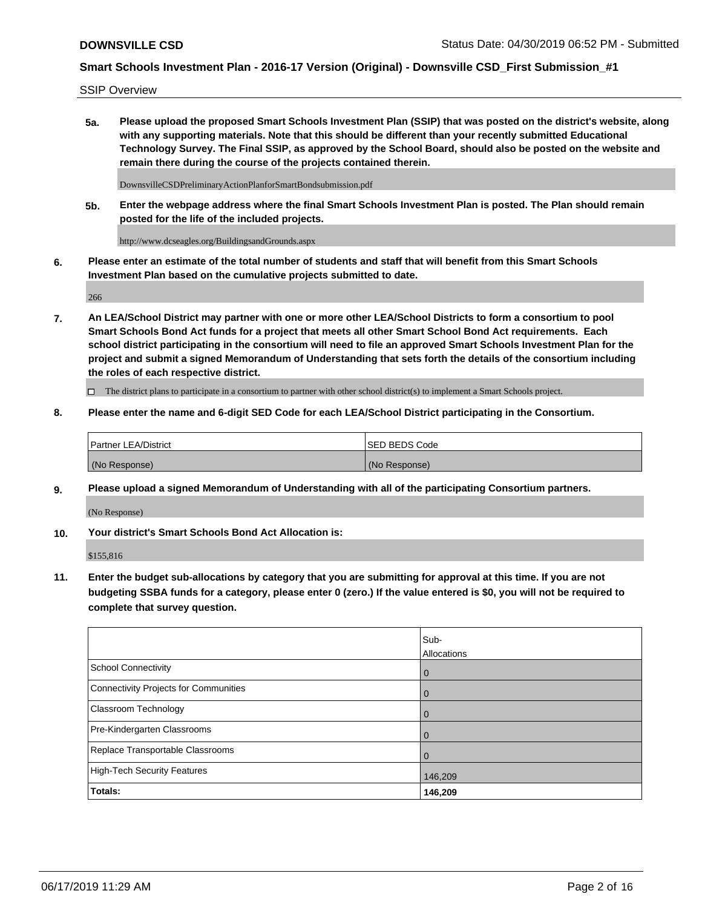SSIP Overview

**5a. Please upload the proposed Smart Schools Investment Plan (SSIP) that was posted on the district's website, along with any supporting materials. Note that this should be different than your recently submitted Educational Technology Survey. The Final SSIP, as approved by the School Board, should also be posted on the website and remain there during the course of the projects contained therein.**

DownsvilleCSDPreliminaryActionPlanforSmartBondsubmission.pdf

**5b. Enter the webpage address where the final Smart Schools Investment Plan is posted. The Plan should remain posted for the life of the included projects.**

http://www.dcseagles.org/BuildingsandGrounds.aspx

**6. Please enter an estimate of the total number of students and staff that will benefit from this Smart Schools Investment Plan based on the cumulative projects submitted to date.**

266

**7. An LEA/School District may partner with one or more other LEA/School Districts to form a consortium to pool Smart Schools Bond Act funds for a project that meets all other Smart School Bond Act requirements. Each school district participating in the consortium will need to file an approved Smart Schools Investment Plan for the project and submit a signed Memorandum of Understanding that sets forth the details of the consortium including the roles of each respective district.**

☐ The district plans to participate in a consortium to partner with other school district(s) to implement a Smart Schools project.

**8. Please enter the name and 6-digit SED Code for each LEA/School District participating in the Consortium.**

| Partner LEA/District | SED BEDS Code |
|---|---|
| (No Response) | (No Response) |

**9. Please upload a signed Memorandum of Understanding with all of the participating Consortium partners.**

(No Response)

**10. Your district's Smart Schools Bond Act Allocation is:**

$155,816

**11. Enter the budget sub-allocations by category that you are submitting for approval at this time. If you are not budgeting SSBA funds for a category, please enter 0 (zero.) If the value entered is $0, you will not be required to complete that survey question.**

| | Sub-Allocations |
|---|---|
| School Connectivity | 0 |
| Connectivity Projects for Communities | 0 |
| Classroom Technology | 0 |
| Pre-Kindergarten Classrooms | 0 |
| Replace Transportable Classrooms | 0 |
| High-Tech Security Features | 146,209 |
| **Totals:** | **146,209** |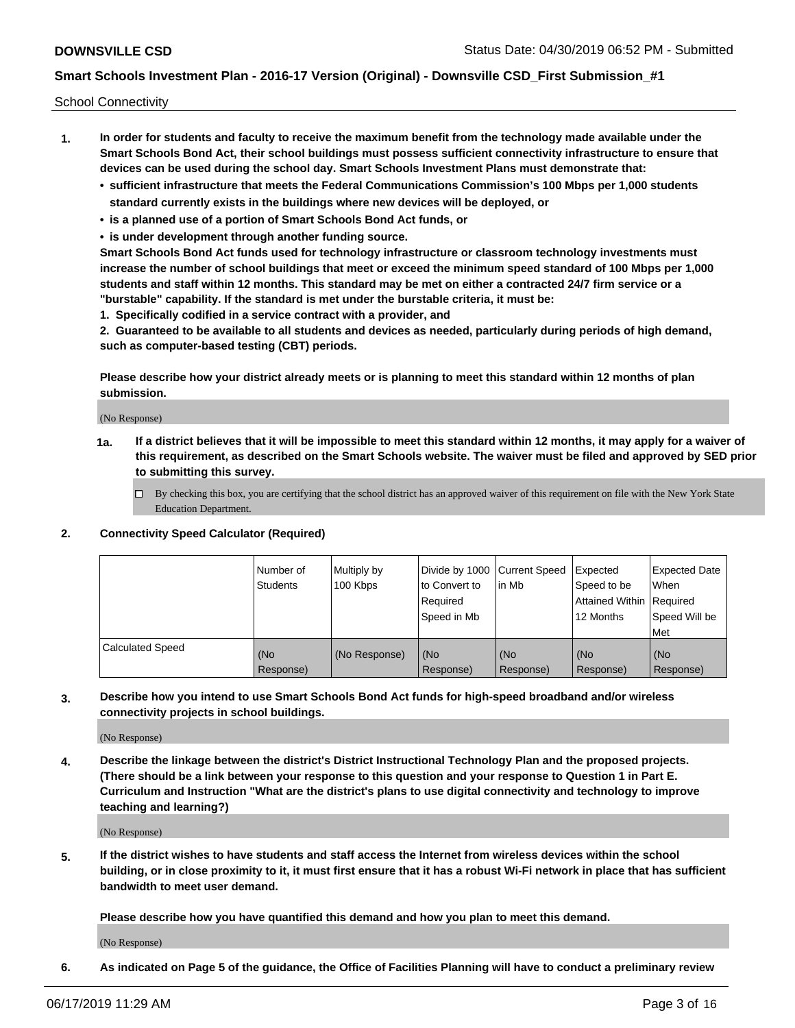School Connectivity

1. **In order for students and faculty to receive the maximum benefit from the technology made available under the Smart Schools Bond Act, their school buildings must possess sufficient connectivity infrastructure to ensure that devices can be used during the school day. Smart Schools Investment Plans must demonstrate that:**
   - **sufficient infrastructure that meets the Federal Communications Commission's 100 Mbps per 1,000 students standard currently exists in the buildings where new devices will be deployed, or**
   - **is a planned use of a portion of Smart Schools Bond Act funds, or**
   - **is under development through another funding source.**

   **Smart Schools Bond Act funds used for technology infrastructure or classroom technology investments must increase the number of school buildings that meet or exceed the minimum speed standard of 100 Mbps per 1,000 students and staff within 12 months. This standard may be met on either a contracted 24/7 firm service or a "burstable" capability. If the standard is met under the burstable criteria, it must be:**

   **1. Specifically codified in a service contract with a provider, and**

   **2. Guaranteed to be available to all students and devices as needed, particularly during periods of high demand, such as computer-based testing (CBT) periods.**

   **Please describe how your district already meets or is planning to meet this standard within 12 months of plan submission.**

   (No Response)

   **1a. If a district believes that it will be impossible to meet this standard within 12 months, it may apply for a waiver of this requirement, as described on the Smart Schools website. The waiver must be filed and approved by SED prior to submitting this survey.**

   ☐ By checking this box, you are certifying that the school district has an approved waiver of this requirement on file with the New York State Education Department.

2. **Connectivity Speed Calculator (Required)**

| | Number of Students | Multiply by 100 Kbps | Divide by 1000 to Convert to Required Speed in Mb | Current Speed in Mb | Expected Speed to be Attained Within 12 Months | Expected Date When Required Speed Will be Met |
|---|---|---|---|---|---|---|
| Calculated Speed | (No Response) | (No Response) | (No Response) | (No Response) | (No Response) | (No Response) |

3. **Describe how you intend to use Smart Schools Bond Act funds for high-speed broadband and/or wireless connectivity projects in school buildings.**

   (No Response)

4. **Describe the linkage between the district's District Instructional Technology Plan and the proposed projects. (There should be a link between your response to this question and your response to Question 1 in Part E. Curriculum and Instruction "What are the district's plans to use digital connectivity and technology to improve teaching and learning?)**

   (No Response)

5. **If the district wishes to have students and staff access the Internet from wireless devices within the school building, or in close proximity to it, it must first ensure that it has a robust Wi-Fi network in place that has sufficient bandwidth to meet user demand.**

   **Please describe how you have quantified this demand and how you plan to meet this demand.**

   (No Response)

6. **As indicated on Page 5 of the guidance, the Office of Facilities Planning will have to conduct a preliminary review**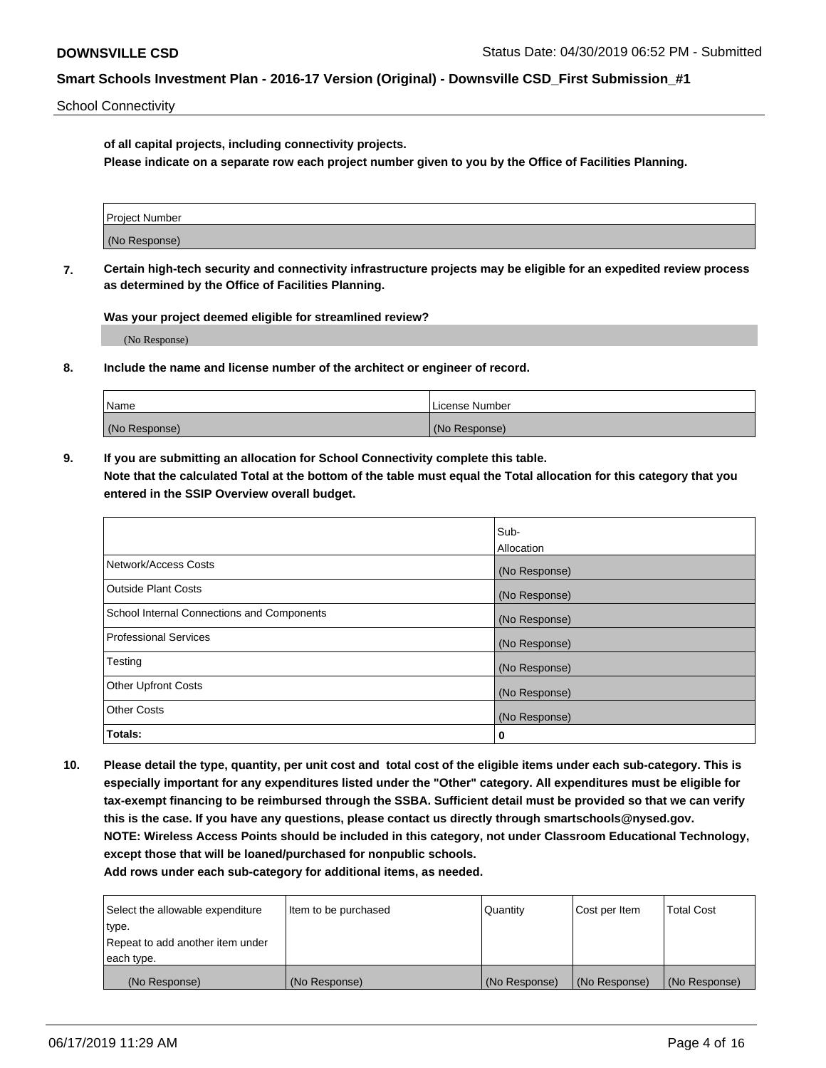of all capital projects, including connectivity projects.

**Please indicate on a separate row each project number given to you by the Office of Facilities Planning.**

| Project Number |
|---|
| (No Response) |

**7. Certain high-tech security and connectivity infrastructure projects may be eligible for an expedited review process as determined by the Office of Facilities Planning.**

**Was your project deemed eligible for streamlined review?**

(No Response)

**8. Include the name and license number of the architect or engineer of record.**

| Name | License Number |
|---|---|
| (No Response) | (No Response) |

**9. If you are submitting an allocation for School Connectivity complete this table.**
**Note that the calculated Total at the bottom of the table must equal the Total allocation for this category that you entered in the SSIP Overview overall budget.**

| | Sub-Allocation |
|---|---|
| Network/Access Costs | (No Response) |
| Outside Plant Costs | (No Response) |
| School Internal Connections and Components | (No Response) |
| Professional Services | (No Response) |
| Testing | (No Response) |
| Other Upfront Costs | (No Response) |
| Other Costs | (No Response) |
| **Totals:** | **0** |

**10. Please detail the type, quantity, per unit cost and total cost of the eligible items under each sub-category. This is especially important for any expenditures listed under the "Other" category. All expenditures must be eligible for tax-exempt financing to be reimbursed through the SSBA. Sufficient detail must be provided so that we can verify this is the case. If you have any questions, please contact us directly through smartschools@nysed.gov.**
**NOTE: Wireless Access Points should be included in this category, not under Classroom Educational Technology, except those that will be loaned/purchased for nonpublic schools.**
**Add rows under each sub-category for additional items, as needed.**

| Select the allowable expenditure type. Repeat to add another item under each type. | Item to be purchased | Quantity | Cost per Item | Total Cost |
|---|---|---|---|---|
| (No Response) | (No Response) | (No Response) | (No Response) | (No Response) |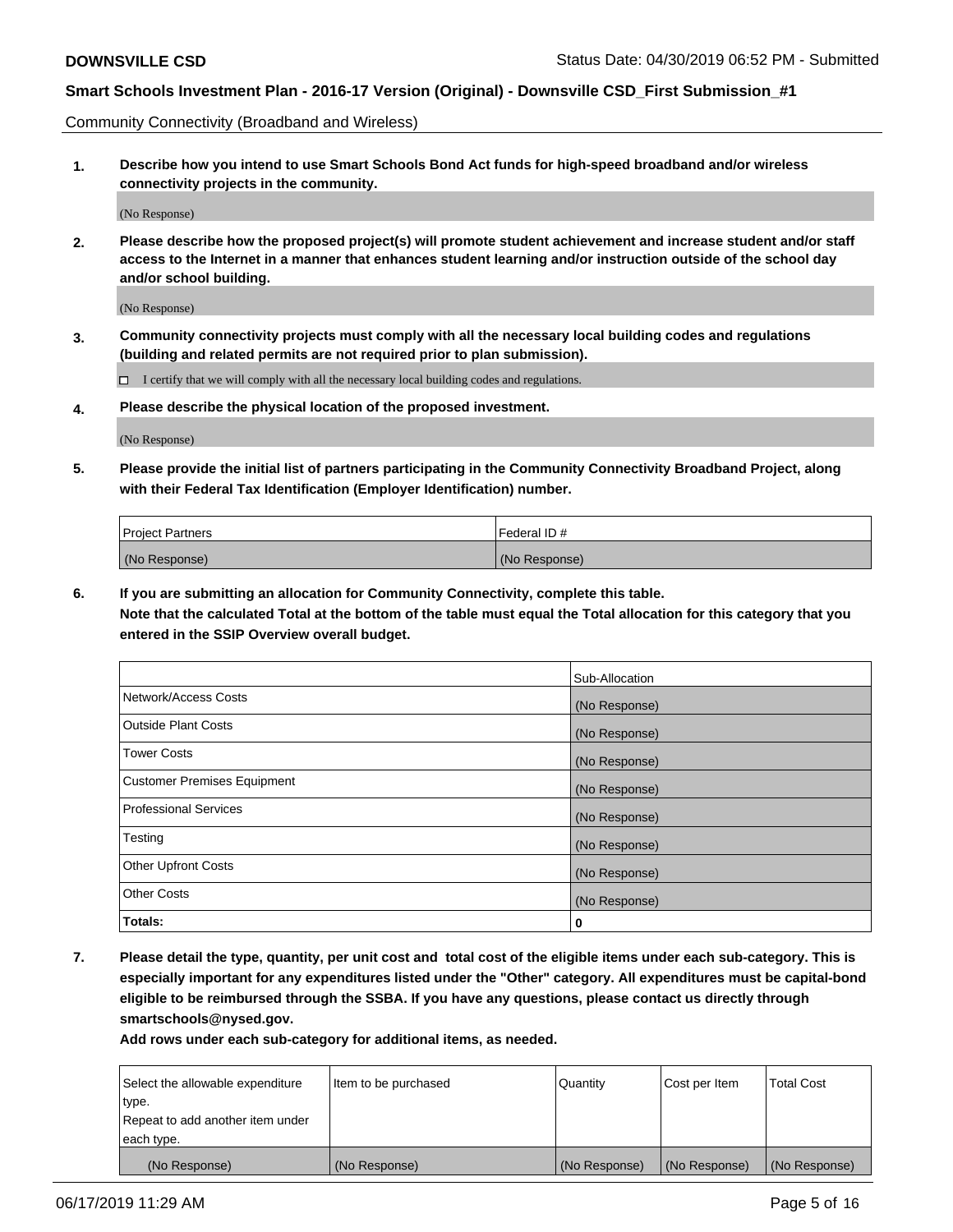Community Connectivity (Broadband and Wireless)

**1. Describe how you intend to use Smart Schools Bond Act funds for high-speed broadband and/or wireless connectivity projects in the community.**

(No Response)

**2. Please describe how the proposed project(s) will promote student achievement and increase student and/or staff access to the Internet in a manner that enhances student learning and/or instruction outside of the school day and/or school building.**

(No Response)

**3. Community connectivity projects must comply with all the necessary local building codes and regulations (building and related permits are not required prior to plan submission).**

☐ I certify that we will comply with all the necessary local building codes and regulations.

**4. Please describe the physical location of the proposed investment.**

(No Response)

**5. Please provide the initial list of partners participating in the Community Connectivity Broadband Project, along with their Federal Tax Identification (Employer Identification) number.**

| Project Partners | Federal ID # |
|---|---|
| (No Response) | (No Response) |

**6. If you are submitting an allocation for Community Connectivity, complete this table. Note that the calculated Total at the bottom of the table must equal the Total allocation for this category that you entered in the SSIP Overview overall budget.**

| | Sub-Allocation |
|---|---|
| Network/Access Costs | (No Response) |
| Outside Plant Costs | (No Response) |
| Tower Costs | (No Response) |
| Customer Premises Equipment | (No Response) |
| Professional Services | (No Response) |
| Testing | (No Response) |
| Other Upfront Costs | (No Response) |
| Other Costs | (No Response) |
| **Totals:** | **0** |

**7. Please detail the type, quantity, per unit cost and total cost of the eligible items under each sub-category. This is especially important for any expenditures listed under the "Other" category. All expenditures must be capital-bond eligible to be reimbursed through the SSBA. If you have any questions, please contact us directly through smartschools@nysed.gov.**

**Add rows under each sub-category for additional items, as needed.**

| Select the allowable expenditure type. Repeat to add another item under each type. | Item to be purchased | Quantity | Cost per Item | Total Cost |
|---|---|---|---|---|
| (No Response) | (No Response) | (No Response) | (No Response) | (No Response) |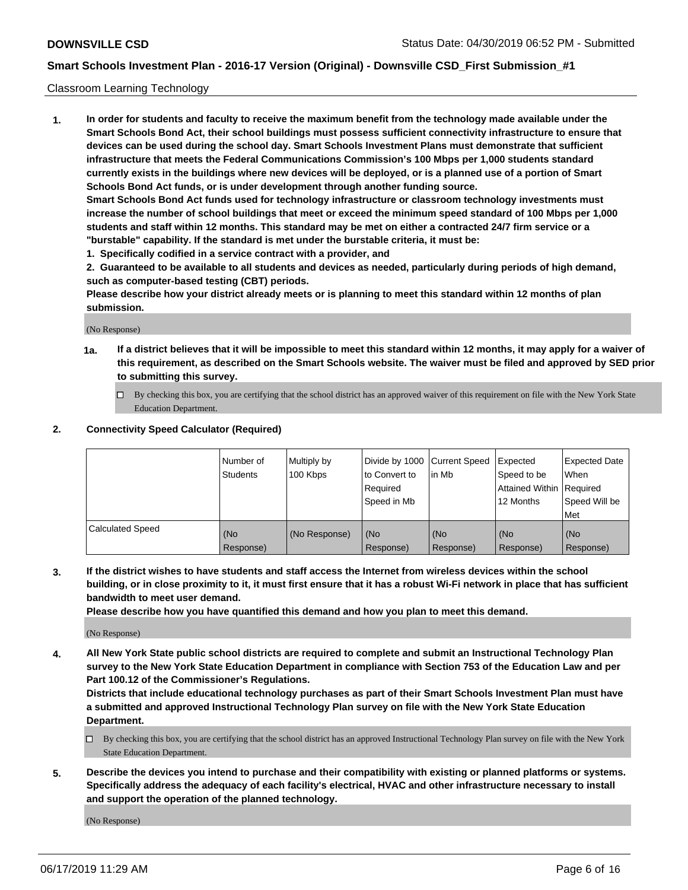Classroom Learning Technology

1. **In order for students and faculty to receive the maximum benefit from the technology made available under the Smart Schools Bond Act, their school buildings must possess sufficient connectivity infrastructure to ensure that devices can be used during the school day. Smart Schools Investment Plans must demonstrate that sufficient infrastructure that meets the Federal Communications Commission's 100 Mbps per 1,000 students standard currently exists in the buildings where new devices will be deployed, or is a planned use of a portion of Smart Schools Bond Act funds, or is under development through another funding source.**

   **Smart Schools Bond Act funds used for technology infrastructure or classroom technology investments must increase the number of school buildings that meet or exceed the minimum speed standard of 100 Mbps per 1,000 students and staff within 12 months. This standard may be met on either a contracted 24/7 firm service or a "burstable" capability. If the standard is met under the burstable criteria, it must be:**

   **1. Specifically codified in a service contract with a provider, and**

   **2. Guaranteed to be available to all students and devices as needed, particularly during periods of high demand, such as computer-based testing (CBT) periods.**

   **Please describe how your district already meets or is planning to meet this standard within 12 months of plan submission.**

   (No Response)

   **1a. If a district believes that it will be impossible to meet this standard within 12 months, it may apply for a waiver of this requirement, as described on the Smart Schools website. The waiver must be filed and approved by SED prior to submitting this survey.**

   ☐ By checking this box, you are certifying that the school district has an approved waiver of this requirement on file with the New York State Education Department.

2. **Connectivity Speed Calculator (Required)**

| | Number of Students | Multiply by 100 Kbps | Divide by 1000 to Convert to Required Speed in Mb | Current Speed in Mb | Expected Speed to be Attained Within 12 Months | Expected Date When Required Speed Will be Met |
|---|---|---|---|---|---|---|
| Calculated Speed | (No Response) | (No Response) | (No Response) | (No Response) | (No Response) | (No Response) |

3. **If the district wishes to have students and staff access the Internet from wireless devices within the school building, or in close proximity to it, it must first ensure that it has a robust Wi-Fi network in place that has sufficient bandwidth to meet user demand.**

   **Please describe how you have quantified this demand and how you plan to meet this demand.**

   (No Response)

4. **All New York State public school districts are required to complete and submit an Instructional Technology Plan survey to the New York State Education Department in compliance with Section 753 of the Education Law and per Part 100.12 of the Commissioner's Regulations.**

   **Districts that include educational technology purchases as part of their Smart Schools Investment Plan must have a submitted and approved Instructional Technology Plan survey on file with the New York State Education Department.**

   ☐ By checking this box, you are certifying that the school district has an approved Instructional Technology Plan survey on file with the New York State Education Department.

5. **Describe the devices you intend to purchase and their compatibility with existing or planned platforms or systems. Specifically address the adequacy of each facility's electrical, HVAC and other infrastructure necessary to install and support the operation of the planned technology.**

   (No Response)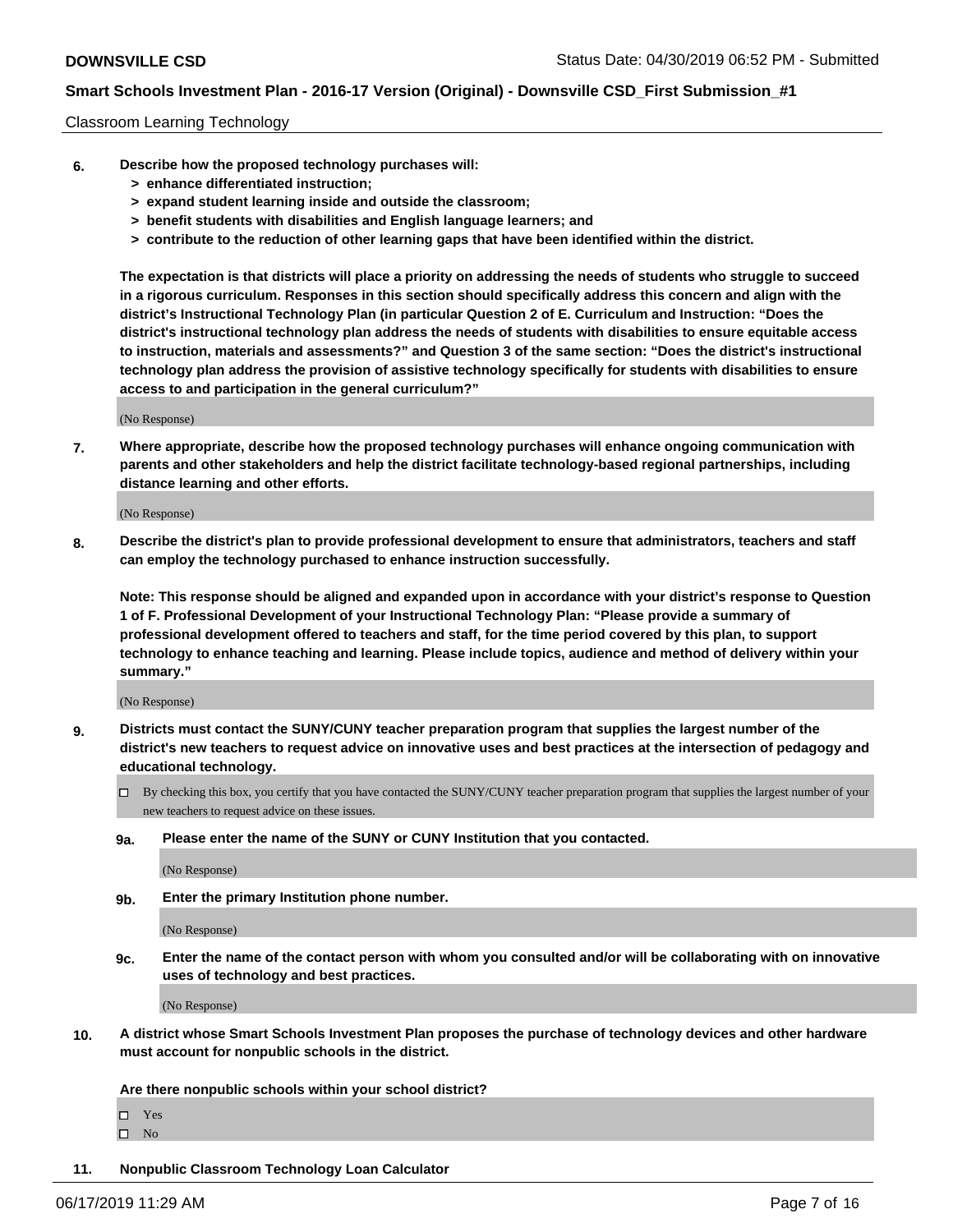Classroom Learning Technology

**6. Describe how the proposed technology purchases will:**
   **> enhance differentiated instruction;**
   **> expand student learning inside and outside the classroom;**
   **> benefit students with disabilities and English language learners; and**
   **> contribute to the reduction of other learning gaps that have been identified within the district.**

**The expectation is that districts will place a priority on addressing the needs of students who struggle to succeed in a rigorous curriculum. Responses in this section should specifically address this concern and align with the district's Instructional Technology Plan (in particular Question 2 of E. Curriculum and Instruction: "Does the district's instructional technology plan address the needs of students with disabilities to ensure equitable access to instruction, materials and assessments?" and Question 3 of the same section: "Does the district's instructional technology plan address the provision of assistive technology specifically for students with disabilities to ensure access to and participation in the general curriculum?"**

(No Response)

**7. Where appropriate, describe how the proposed technology purchases will enhance ongoing communication with parents and other stakeholders and help the district facilitate technology-based regional partnerships, including distance learning and other efforts.**

(No Response)

**8. Describe the district's plan to provide professional development to ensure that administrators, teachers and staff can employ the technology purchased to enhance instruction successfully.**

**Note: This response should be aligned and expanded upon in accordance with your district's response to Question 1 of F. Professional Development of your Instructional Technology Plan: "Please provide a summary of professional development offered to teachers and staff, for the time period covered by this plan, to support technology to enhance teaching and learning. Please include topics, audience and method of delivery within your summary."**

(No Response)

**9. Districts must contact the SUNY/CUNY teacher preparation program that supplies the largest number of the district's new teachers to request advice on innovative uses and best practices at the intersection of pedagogy and educational technology.**

☐ By checking this box, you certify that you have contacted the SUNY/CUNY teacher preparation program that supplies the largest number of your new teachers to request advice on these issues.

**9a. Please enter the name of the SUNY or CUNY Institution that you contacted.**

(No Response)

**9b. Enter the primary Institution phone number.**

(No Response)

**9c. Enter the name of the contact person with whom you consulted and/or will be collaborating with on innovative uses of technology and best practices.**

(No Response)

**10. A district whose Smart Schools Investment Plan proposes the purchase of technology devices and other hardware must account for nonpublic schools in the district.**

**Are there nonpublic schools within your school district?**

☐ Yes
☐ No

**11. Nonpublic Classroom Technology Loan Calculator**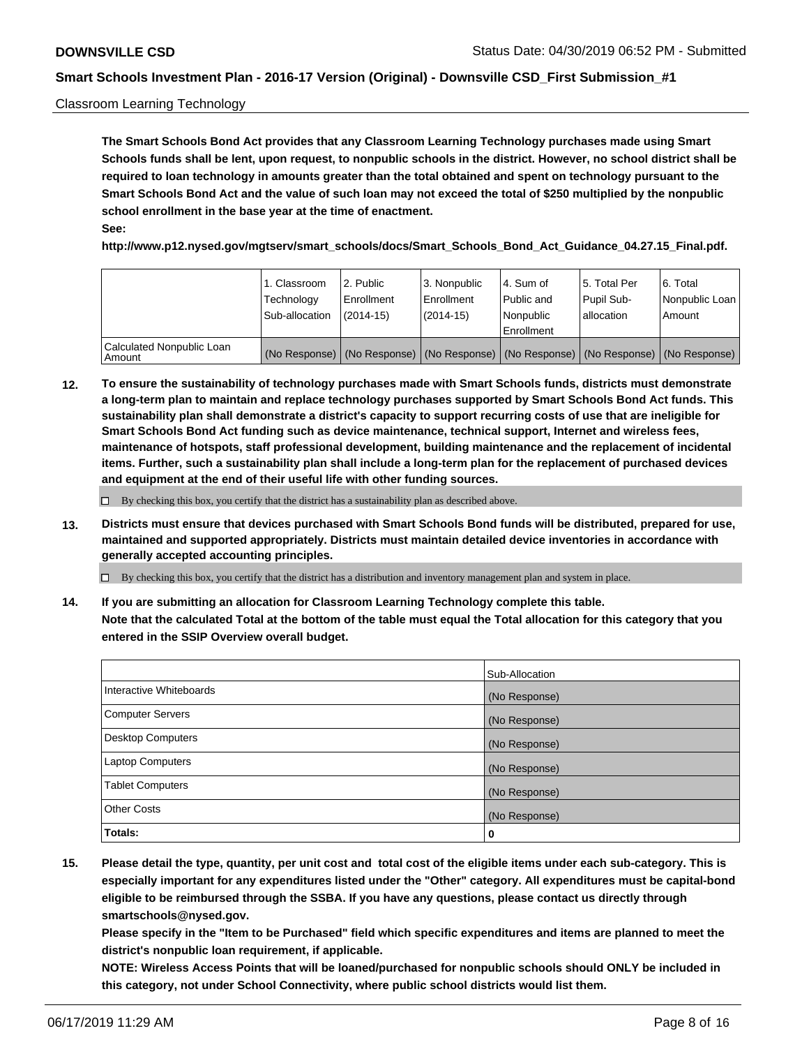Classroom Learning Technology

**The Smart Schools Bond Act provides that any Classroom Learning Technology purchases made using Smart Schools funds shall be lent, upon request, to nonpublic schools in the district. However, no school district shall be required to loan technology in amounts greater than the total obtained and spent on technology pursuant to the Smart Schools Bond Act and the value of such loan may not exceed the total of $250 multiplied by the nonpublic school enrollment in the base year at the time of enactment.**

**See:**

**http://www.p12.nysed.gov/mgtserv/smart_schools/docs/Smart_Schools_Bond_Act_Guidance_04.27.15_Final.pdf.**

| | 1. Classroom Technology Sub-allocation | 2. Public Enrollment (2014-15) | 3. Nonpublic Enrollment (2014-15) | 4. Sum of Public and Nonpublic Enrollment | 5. Total Per Pupil Sub-allocation | 6. Total Nonpublic Loan Amount |
|---|---|---|---|---|---|---|
| Calculated Nonpublic Loan Amount | (No Response) | (No Response) | (No Response) | (No Response) | (No Response) | (No Response) |

**12. To ensure the sustainability of technology purchases made with Smart Schools funds, districts must demonstrate a long-term plan to maintain and replace technology purchases supported by Smart Schools Bond Act funds. This sustainability plan shall demonstrate a district's capacity to support recurring costs of use that are ineligible for Smart Schools Bond Act funding such as device maintenance, technical support, Internet and wireless fees, maintenance of hotspots, staff professional development, building maintenance and the replacement of incidental items. Further, such a sustainability plan shall include a long-term plan for the replacement of purchased devices and equipment at the end of their useful life with other funding sources.**

☐ By checking this box, you certify that the district has a sustainability plan as described above.

**13. Districts must ensure that devices purchased with Smart Schools Bond funds will be distributed, prepared for use, maintained and supported appropriately. Districts must maintain detailed device inventories in accordance with generally accepted accounting principles.**

☐ By checking this box, you certify that the district has a distribution and inventory management plan and system in place.

**14. If you are submitting an allocation for Classroom Learning Technology complete this table. Note that the calculated Total at the bottom of the table must equal the Total allocation for this category that you entered in the SSIP Overview overall budget.**

| | Sub-Allocation |
|---|---|
| Interactive Whiteboards | (No Response) |
| Computer Servers | (No Response) |
| Desktop Computers | (No Response) |
| Laptop Computers | (No Response) |
| Tablet Computers | (No Response) |
| Other Costs | (No Response) |
| **Totals:** | **0** |

**15. Please detail the type, quantity, per unit cost and total cost of the eligible items under each sub-category. This is especially important for any expenditures listed under the "Other" category. All expenditures must be capital-bond eligible to be reimbursed through the SSBA. If you have any questions, please contact us directly through smartschools@nysed.gov.**

**Please specify in the "Item to be Purchased" field which specific expenditures and items are planned to meet the district's nonpublic loan requirement, if applicable.**

**NOTE: Wireless Access Points that will be loaned/purchased for nonpublic schools should ONLY be included in this category, not under School Connectivity, where public school districts would list them.**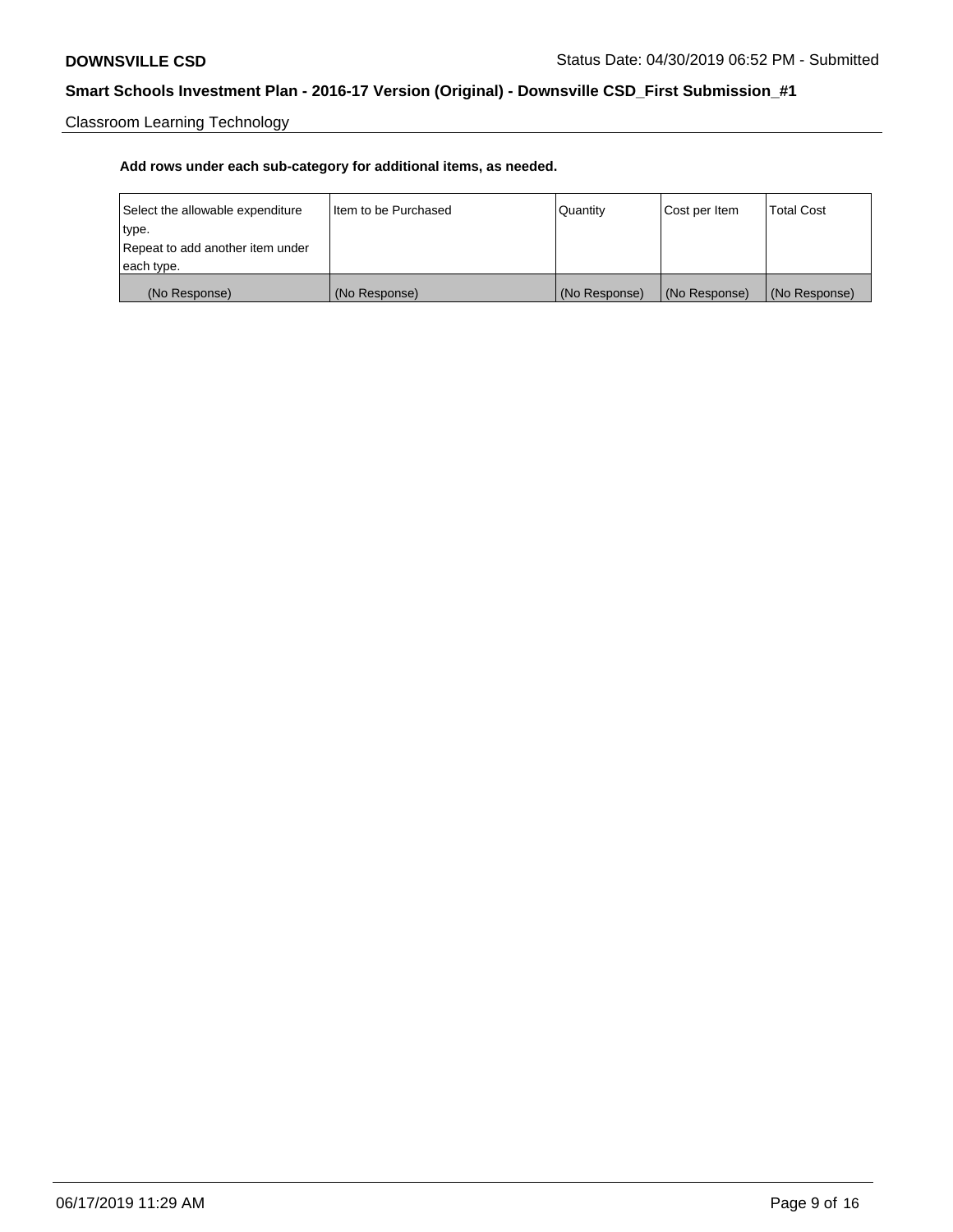Classroom Learning Technology

**Add rows under each sub-category for additional items, as needed.**

| Select the allowable expenditure type.<br>Repeat to add another item under each type. | Item to be Purchased | Quantity | Cost per Item | Total Cost |
|---|---|---|---|---|
| (No Response) | (No Response) | (No Response) | (No Response) | (No Response) |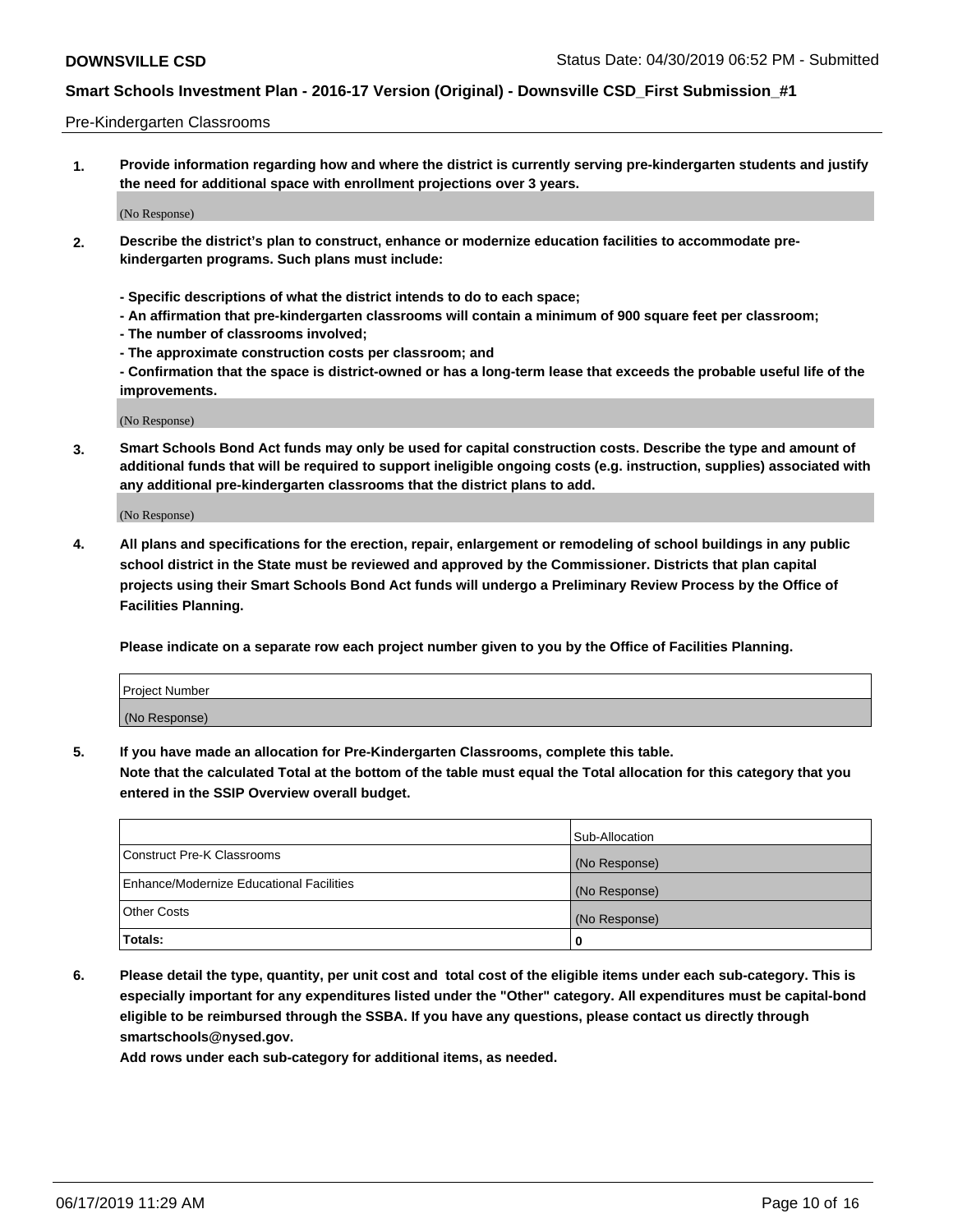Pre-Kindergarten Classrooms

**1. Provide information regarding how and where the district is currently serving pre-kindergarten students and justify the need for additional space with enrollment projections over 3 years.**

(No Response)

**2. Describe the district's plan to construct, enhance or modernize education facilities to accommodate pre-kindergarten programs. Such plans must include:**

**- Specific descriptions of what the district intends to do to each space;**
**- An affirmation that pre-kindergarten classrooms will contain a minimum of 900 square feet per classroom;**
**- The number of classrooms involved;**
**- The approximate construction costs per classroom; and**
**- Confirmation that the space is district-owned or has a long-term lease that exceeds the probable useful life of the improvements.**

(No Response)

**3. Smart Schools Bond Act funds may only be used for capital construction costs. Describe the type and amount of additional funds that will be required to support ineligible ongoing costs (e.g. instruction, supplies) associated with any additional pre-kindergarten classrooms that the district plans to add.**

(No Response)

**4. All plans and specifications for the erection, repair, enlargement or remodeling of school buildings in any public school district in the State must be reviewed and approved by the Commissioner. Districts that plan capital projects using their Smart Schools Bond Act funds will undergo a Preliminary Review Process by the Office of Facilities Planning.**

**Please indicate on a separate row each project number given to you by the Office of Facilities Planning.**

| Project Number |
|---|
| (No Response) |

**5. If you have made an allocation for Pre-Kindergarten Classrooms, complete this table.**
**Note that the calculated Total at the bottom of the table must equal the Total allocation for this category that you entered in the SSIP Overview overall budget.**

| | Sub-Allocation |
|---|---|
| Construct Pre-K Classrooms | (No Response) |
| Enhance/Modernize Educational Facilities | (No Response) |
| Other Costs | (No Response) |
| **Totals:** | **0** |

**6. Please detail the type, quantity, per unit cost and total cost of the eligible items under each sub-category. This is especially important for any expenditures listed under the "Other" category. All expenditures must be capital-bond eligible to be reimbursed through the SSBA. If you have any questions, please contact us directly through smartschools@nysed.gov.**
**Add rows under each sub-category for additional items, as needed.**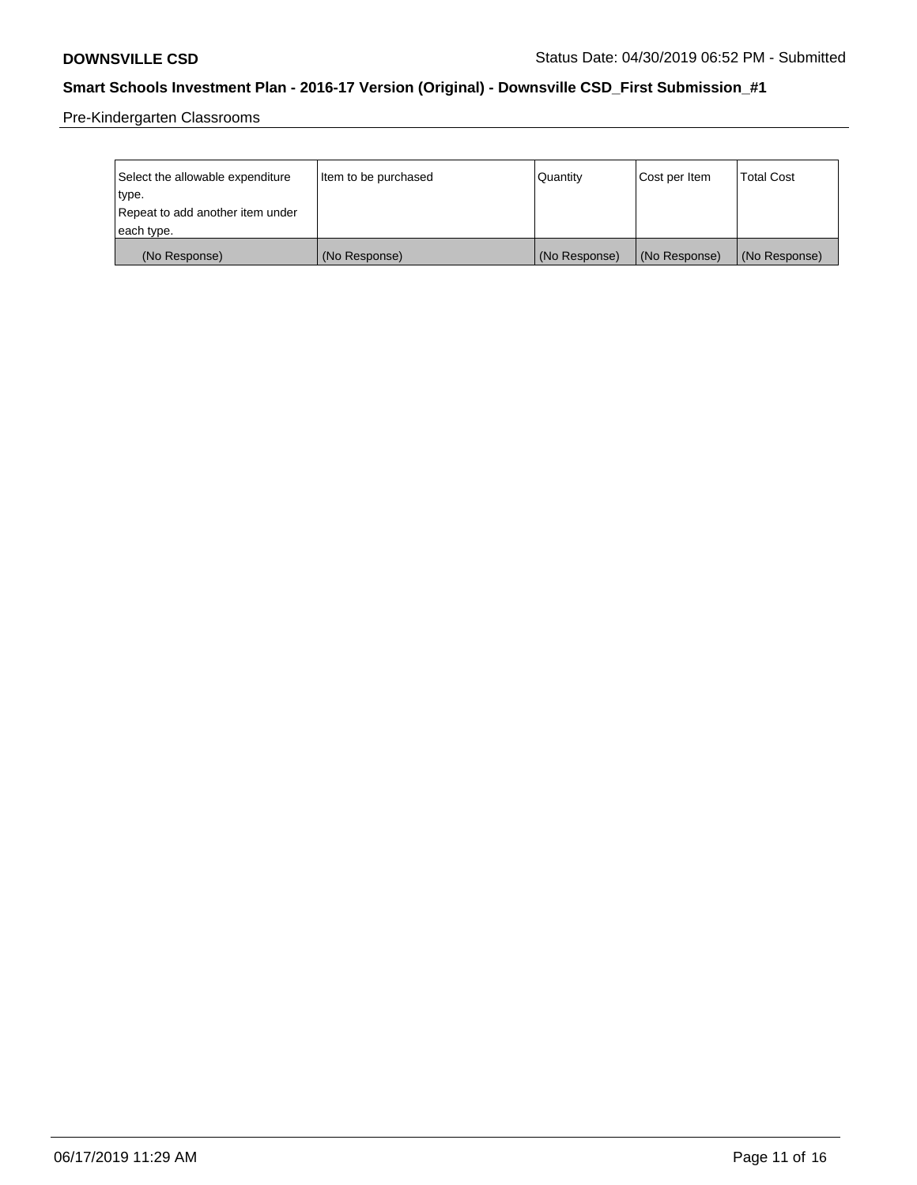Pre-Kindergarten Classrooms

| Select the allowable expenditure type.<br>Repeat to add another item under each type. | Item to be purchased | Quantity | Cost per Item | Total Cost |
|---|---|---|---|---|
| (No Response) | (No Response) | (No Response) | (No Response) | (No Response) |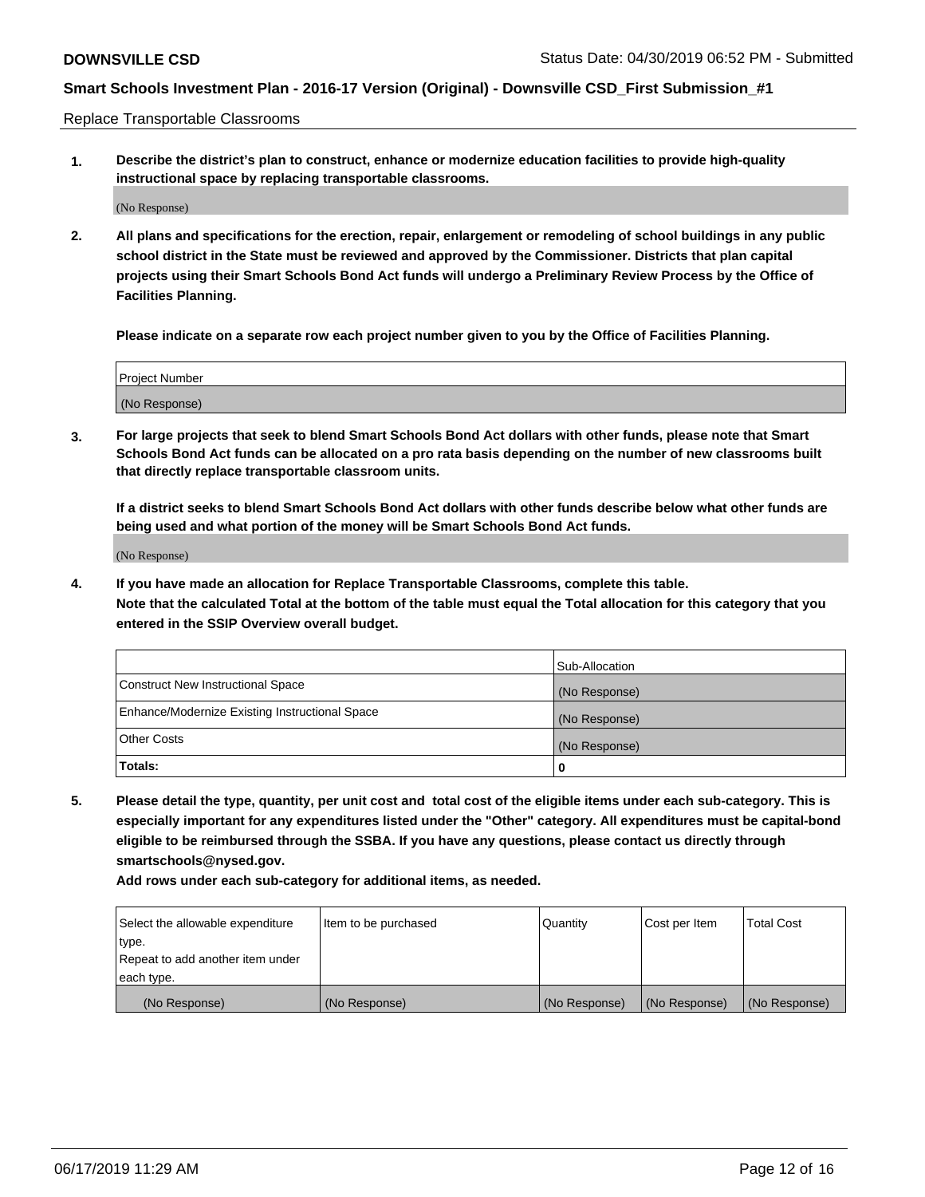Replace Transportable Classrooms

**1. Describe the district's plan to construct, enhance or modernize education facilities to provide high-quality instructional space by replacing transportable classrooms.**

(No Response)

**2. All plans and specifications for the erection, repair, enlargement or remodeling of school buildings in any public school district in the State must be reviewed and approved by the Commissioner. Districts that plan capital projects using their Smart Schools Bond Act funds will undergo a Preliminary Review Process by the Office of Facilities Planning.**

**Please indicate on a separate row each project number given to you by the Office of Facilities Planning.**

| Project Number |
|---|
| (No Response) |

**3. For large projects that seek to blend Smart Schools Bond Act dollars with other funds, please note that Smart Schools Bond Act funds can be allocated on a pro rata basis depending on the number of new classrooms built that directly replace transportable classroom units.**

**If a district seeks to blend Smart Schools Bond Act dollars with other funds describe below what other funds are being used and what portion of the money will be Smart Schools Bond Act funds.**

(No Response)

**4. If you have made an allocation for Replace Transportable Classrooms, complete this table. Note that the calculated Total at the bottom of the table must equal the Total allocation for this category that you entered in the SSIP Overview overall budget.**

| | Sub-Allocation |
|---|---|
| Construct New Instructional Space | (No Response) |
| Enhance/Modernize Existing Instructional Space | (No Response) |
| Other Costs | (No Response) |
| **Totals:** | **0** |

**5. Please detail the type, quantity, per unit cost and total cost of the eligible items under each sub-category. This is especially important for any expenditures listed under the "Other" category. All expenditures must be capital-bond eligible to be reimbursed through the SSBA. If you have any questions, please contact us directly through smartschools@nysed.gov.**

**Add rows under each sub-category for additional items, as needed.**

| Select the allowable expenditure type. Repeat to add another item under each type. | Item to be purchased | Quantity | Cost per Item | Total Cost |
|---|---|---|---|---|
| (No Response) | (No Response) | (No Response) | (No Response) | (No Response) |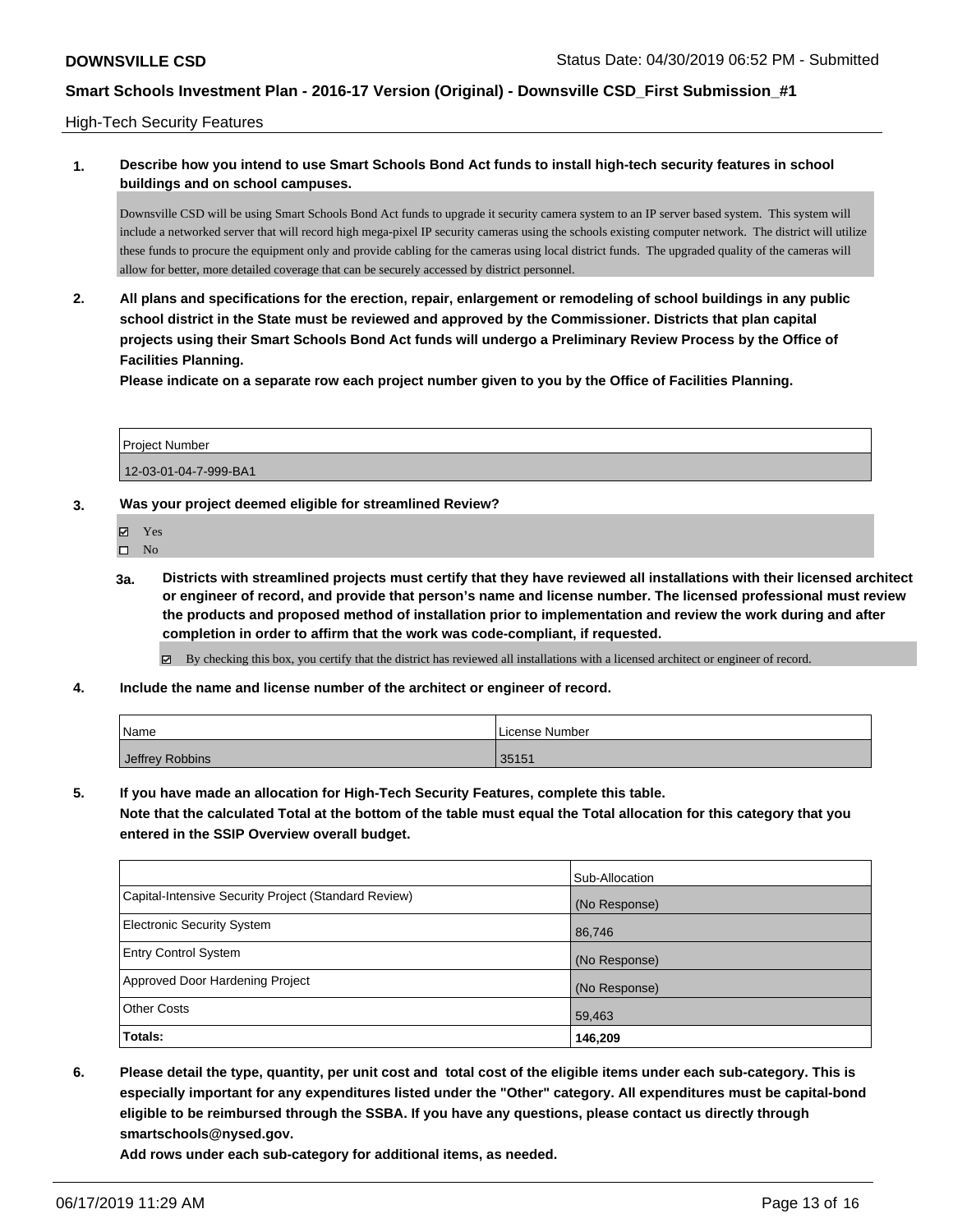High-Tech Security Features

**1. Describe how you intend to use Smart Schools Bond Act funds to install high-tech security features in school buildings and on school campuses.**

Downsville CSD will be using Smart Schools Bond Act funds to upgrade it security camera system to an IP server based system. This system will include a networked server that will record high mega-pixel IP security cameras using the schools existing computer network. The district will utilize these funds to procure the equipment only and provide cabling for the cameras using local district funds. The upgraded quality of the cameras will allow for better, more detailed coverage that can be securely accessed by district personnel.

**2. All plans and specifications for the erection, repair, enlargement or remodeling of school buildings in any public school district in the State must be reviewed and approved by the Commissioner. Districts that plan capital projects using their Smart Schools Bond Act funds will undergo a Preliminary Review Process by the Office of Facilities Planning.**

**Please indicate on a separate row each project number given to you by the Office of Facilities Planning.**

| Project Number |
| --- |
| 12-03-01-04-7-999-BA1 |

**3. Was your project deemed eligible for streamlined Review?**

- ☑ Yes
- ☐ No

**3a. Districts with streamlined projects must certify that they have reviewed all installations with their licensed architect or engineer of record, and provide that person's name and license number. The licensed professional must review the products and proposed method of installation prior to implementation and review the work during and after completion in order to affirm that the work was code-compliant, if requested.**

- ☑ By checking this box, you certify that the district has reviewed all installations with a licensed architect or engineer of record.

**4. Include the name and license number of the architect or engineer of record.**

| Name | License Number |
| --- | --- |
| Jeffrey Robbins | 35151 |

**5. If you have made an allocation for High-Tech Security Features, complete this table.**
**Note that the calculated Total at the bottom of the table must equal the Total allocation for this category that you entered in the SSIP Overview overall budget.**

| | Sub-Allocation |
| --- | --- |
| Capital-Intensive Security Project (Standard Review) | (No Response) |
| Electronic Security System | 86,746 |
| Entry Control System | (No Response) |
| Approved Door Hardening Project | (No Response) |
| Other Costs | 59,463 |
| **Totals:** | **146,209** |

**6. Please detail the type, quantity, per unit cost and total cost of the eligible items under each sub-category. This is especially important for any expenditures listed under the "Other" category. All expenditures must be capital-bond eligible to be reimbursed through the SSBA. If you have any questions, please contact us directly through smartschools@nysed.gov.**

**Add rows under each sub-category for additional items, as needed.**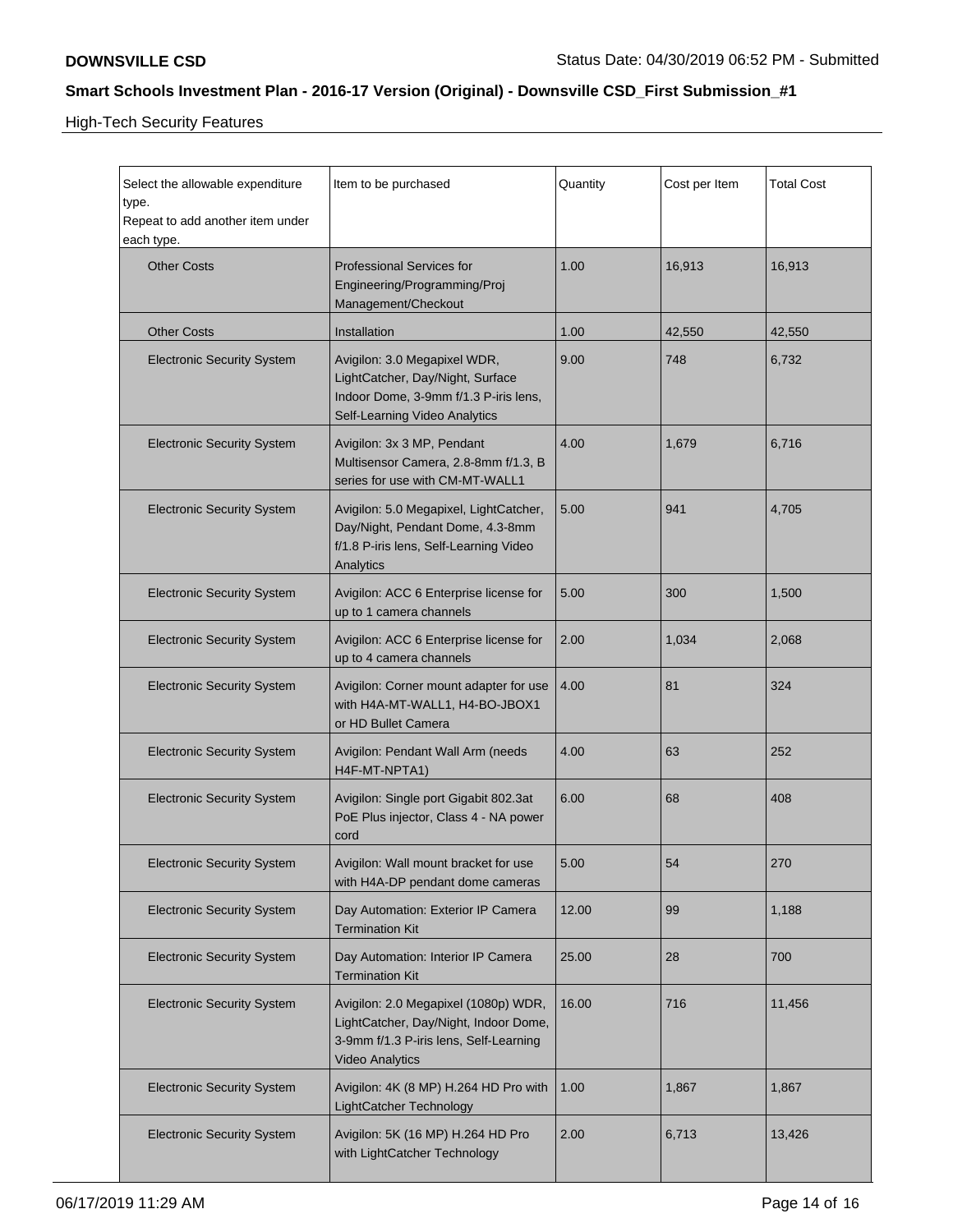High-Tech Security Features

| Select the allowable expenditure type. Repeat to add another item under each type. | Item to be purchased | Quantity | Cost per Item | Total Cost |
|---|---|---|---|---|
| Other Costs | Professional Services for Engineering/Programming/Proj Management/Checkout | 1.00 | 16,913 | 16,913 |
| Other Costs | Installation | 1.00 | 42,550 | 42,550 |
| Electronic Security System | Avigilon: 3.0 Megapixel WDR, LightCatcher, Day/Night, Surface Indoor Dome, 3-9mm f/1.3 P-iris lens, Self-Learning Video Analytics | 9.00 | 748 | 6,732 |
| Electronic Security System | Avigilon: 3x 3 MP, Pendant Multisensor Camera, 2.8-8mm f/1.3, B series for use with CM-MT-WALL1 | 4.00 | 1,679 | 6,716 |
| Electronic Security System | Avigilon: 5.0 Megapixel, LightCatcher, Day/Night, Pendant Dome, 4.3-8mm f/1.8 P-iris lens, Self-Learning Video Analytics | 5.00 | 941 | 4,705 |
| Electronic Security System | Avigilon: ACC 6 Enterprise license for up to 1 camera channels | 5.00 | 300 | 1,500 |
| Electronic Security System | Avigilon: ACC 6 Enterprise license for up to 4 camera channels | 2.00 | 1,034 | 2,068 |
| Electronic Security System | Avigilon: Corner mount adapter for use with H4A-MT-WALL1, H4-BO-JBOX1 or HD Bullet Camera | 4.00 | 81 | 324 |
| Electronic Security System | Avigilon: Pendant Wall Arm (needs H4F-MT-NPTA1) | 4.00 | 63 | 252 |
| Electronic Security System | Avigilon: Single port Gigabit 802.3at PoE Plus injector, Class 4 - NA power cord | 6.00 | 68 | 408 |
| Electronic Security System | Avigilon: Wall mount bracket for use with H4A-DP pendant dome cameras | 5.00 | 54 | 270 |
| Electronic Security System | Day Automation: Exterior IP Camera Termination Kit | 12.00 | 99 | 1,188 |
| Electronic Security System | Day Automation: Interior IP Camera Termination Kit | 25.00 | 28 | 700 |
| Electronic Security System | Avigilon: 2.0 Megapixel (1080p) WDR, LightCatcher, Day/Night, Indoor Dome, 3-9mm f/1.3 P-iris lens, Self-Learning Video Analytics | 16.00 | 716 | 11,456 |
| Electronic Security System | Avigilon: 4K (8 MP) H.264 HD Pro with LightCatcher Technology | 1.00 | 1,867 | 1,867 |
| Electronic Security System | Avigilon: 5K (16 MP) H.264 HD Pro with LightCatcher Technology | 2.00 | 6,713 | 13,426 |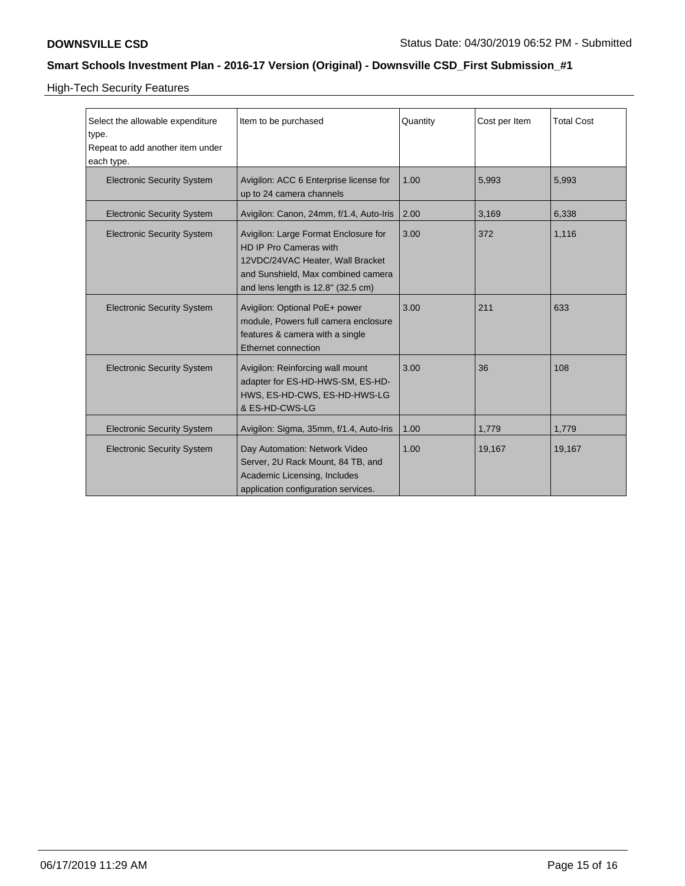## High-Tech Security Features

| Select the allowable expenditure type. Repeat to add another item under each type. | Item to be purchased | Quantity | Cost per Item | Total Cost |
|---|---|---|---|---|
| Electronic Security System | Avigilon: ACC 6 Enterprise license for up to 24 camera channels | 1.00 | 5,993 | 5,993 |
| Electronic Security System | Avigilon: Canon, 24mm, f/1.4, Auto-Iris | 2.00 | 3,169 | 6,338 |
| Electronic Security System | Avigilon: Large Format Enclosure for HD IP Pro Cameras with 12VDC/24VAC Heater, Wall Bracket and Sunshield, Max combined camera and lens length is 12.8" (32.5 cm) | 3.00 | 372 | 1,116 |
| Electronic Security System | Avigilon: Optional PoE+ power module, Powers full camera enclosure features & camera with a single Ethernet connection | 3.00 | 211 | 633 |
| Electronic Security System | Avigilon: Reinforcing wall mount adapter for ES-HD-HWS-SM, ES-HD-HWS, ES-HD-CWS, ES-HD-HWS-LG & ES-HD-CWS-LG | 3.00 | 36 | 108 |
| Electronic Security System | Avigilon: Sigma, 35mm, f/1.4, Auto-Iris | 1.00 | 1,779 | 1,779 |
| Electronic Security System | Day Automation: Network Video Server, 2U Rack Mount, 84 TB, and Academic Licensing, Includes application configuration services. | 1.00 | 19,167 | 19,167 |